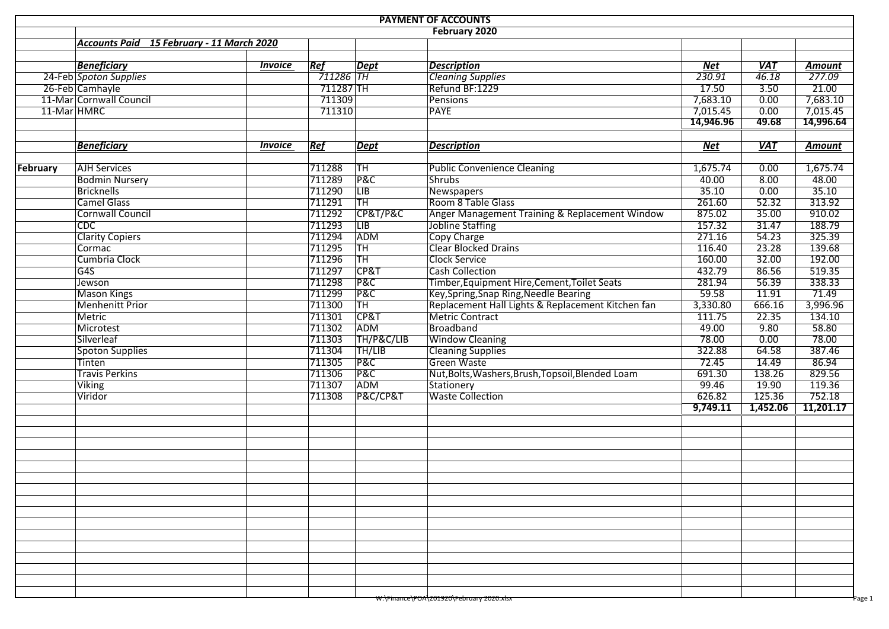# PAYMENT OF ACCOUNTS

## February 2020

### Accounts Paid 15 February - 11 March 2020

| | Beneficiary | Invoice | Ref | Dept | Description | Net | VAT | Amount |
|---|---|---|---|---|---|---|---|---|
| 24-Feb | Spoton Supplies | | 711286 | TH | Cleaning Supplies | 230.91 | 46.18 | 277.09 |
| 26-Feb | Camhayle | | 711287 | TH | Refund BF:1229 | 17.50 | 3.50 | 21.00 |
| 11-Mar | Cornwall Council | | 711309 | | Pensions | 7,683.10 | 0.00 | 7,683.10 |
| 11-Mar | HMRC | | 711310 | | PAYE | 7,015.45 | 0.00 | 7,015.45 |
| | | | | | | **14,946.96** | **49.68** | **14,996.64** |

| | Beneficiary | Invoice | Ref | Dept | Description | Net | VAT | Amount |
|---|---|---|---|---|---|---|---|---|
| **February** | AJH Services | | 711288 | TH | Public Convenience Cleaning | 1,675.74 | 0.00 | 1,675.74 |
| | Bodmin Nursery | | 711289 | P&C | Shrubs | 40.00 | 8.00 | 48.00 |
| | Bricknells | | 711290 | LIB | Newspapers | 35.10 | 0.00 | 35.10 |
| | Camel Glass | | 711291 | TH | Room 8 Table Glass | 261.60 | 52.32 | 313.92 |
| | Cornwall Council | | 711292 | CP&T/P&C | Anger Management Training & Replacement Window | 875.02 | 35.00 | 910.02 |
| | CDC | | 711293 | LIB | Jobline Staffing | 157.32 | 31.47 | 188.79 |
| | Clarity Copiers | | 711294 | ADM | Copy Charge | 271.16 | 54.23 | 325.39 |
| | Cormac | | 711295 | TH | Clear Blocked Drains | 116.40 | 23.28 | 139.68 |
| | Cumbria Clock | | 711296 | TH | Clock Service | 160.00 | 32.00 | 192.00 |
| | G4S | | 711297 | CP&T | Cash Collection | 432.79 | 86.56 | 519.35 |
| | Jewson | | 711298 | P&C | Timber,Equipment Hire,Cement,Toilet Seats | 281.94 | 56.39 | 338.33 |
| | Mason Kings | | 711299 | P&C | Key,Spring,Snap Ring,Needle Bearing | 59.58 | 11.91 | 71.49 |
| | Menhenitt Prior | | 711300 | TH | Replacement Hall Lights & Replacement Kitchen fan | 3,330.80 | 666.16 | 3,996.96 |
| | Metric | | 711301 | CP&T | Metric Contract | 111.75 | 22.35 | 134.10 |
| | Microtest | | 711302 | ADM | Broadband | 49.00 | 9.80 | 58.80 |
| | Silverleaf | | 711303 | TH/P&C/LIB | Window Cleaning | 78.00 | 0.00 | 78.00 |
| | Spoton Supplies | | 711304 | TH/LIB | Cleaning Supplies | 322.88 | 64.58 | 387.46 |
| | Tinten | | 711305 | P&C | Green Waste | 72.45 | 14.49 | 86.94 |
| | Travis Perkins | | 711306 | P&C | Nut,Bolts,Washers,Brush,Topsoil,Blended Loam | 691.30 | 138.26 | 829.56 |
| | Viking | | 711307 | ADM | Stationery | 99.46 | 19.90 | 119.36 |
| | Viridor | | 711308 | P&C/CP&T | Waste Collection | 626.82 | 125.36 | 752.18 |
| | | | | | | **9,749.11** | **1,452.06** | **11,201.17** |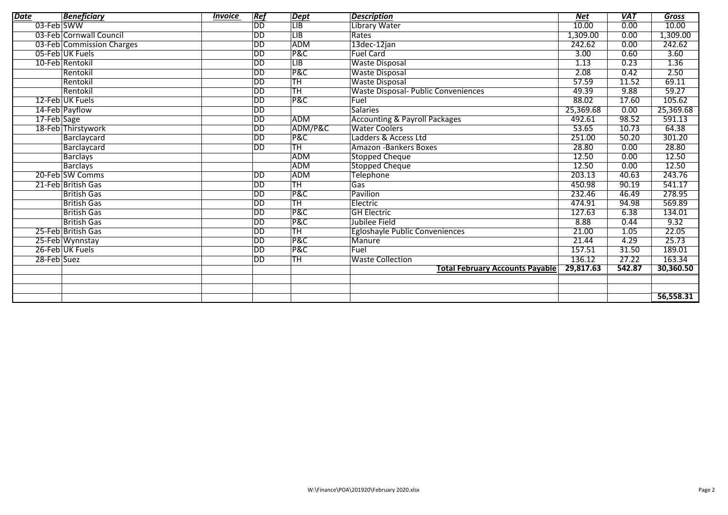| Date | Beneficiary | Invoice | Ref | Dept | Description | Net | VAT | Gross |
|---|---|---|---|---|---|---|---|---|
| 03-Feb | SWW | | DD | LIB | Library Water | 10.00 | 0.00 | 10.00 |
| 03-Feb | Cornwall Council | | DD | LIB | Rates | 1,309.00 | 0.00 | 1,309.00 |
| 03-Feb | Commission Charges | | DD | ADM | 13dec-12jan | 242.62 | 0.00 | 242.62 |
| 05-Feb | UK Fuels | | DD | P&C | Fuel Card | 3.00 | 0.60 | 3.60 |
| 10-Feb | Rentokil | | DD | LIB | Waste Disposal | 1.13 | 0.23 | 1.36 |
| | Rentokil | | DD | P&C | Waste Disposal | 2.08 | 0.42 | 2.50 |
| | Rentokil | | DD | TH | Waste Disposal | 57.59 | 11.52 | 69.11 |
| | Rentokil | | DD | TH | Waste Disposal- Public Conveniences | 49.39 | 9.88 | 59.27 |
| 12-Feb | UK Fuels | | DD | P&C | Fuel | 88.02 | 17.60 | 105.62 |
| 14-Feb | Payflow | | DD | | Salaries | 25,369.68 | 0.00 | 25,369.68 |
| 17-Feb | Sage | | DD | ADM | Accounting & Payroll Packages | 492.61 | 98.52 | 591.13 |
| 18-Feb | Thirstywork | | DD | ADM/P&C | Water Coolers | 53.65 | 10.73 | 64.38 |
| | Barclaycard | | DD | P&C | Ladders & Access Ltd | 251.00 | 50.20 | 301.20 |
| | Barclaycard | | DD | TH | Amazon -Bankers Boxes | 28.80 | 0.00 | 28.80 |
| | Barclays | | | ADM | Stopped Cheque | 12.50 | 0.00 | 12.50 |
| | Barclays | | | ADM | Stopped Cheque | 12.50 | 0.00 | 12.50 |
| 20-Feb | SW Comms | | DD | ADM | Telephone | 203.13 | 40.63 | 243.76 |
| 21-Feb | British Gas | | DD | TH | Gas | 450.98 | 90.19 | 541.17 |
| | British Gas | | DD | P&C | Pavilion | 232.46 | 46.49 | 278.95 |
| | British Gas | | DD | TH | Electric | 474.91 | 94.98 | 569.89 |
| | British Gas | | DD | P&C | GH Electric | 127.63 | 6.38 | 134.01 |
| | British Gas | | DD | P&C | Jubilee Field | 8.88 | 0.44 | 9.32 |
| 25-Feb | British Gas | | DD | TH | Egloshayle Public Conveniences | 21.00 | 1.05 | 22.05 |
| 25-Feb | Wynnstay | | DD | P&C | Manure | 21.44 | 4.29 | 25.73 |
| 26-Feb | UK Fuels | | DD | P&C | Fuel | 157.51 | 31.50 | 189.01 |
| 28-Feb | Suez | | DD | TH | Waste Collection | 136.12 | 27.22 | 163.34 |
| | | | | | **Total February Accounts Payable** | **29,817.63** | **542.87** | **30,360.50** |
| | | | | | | | | |
| | | | | | | | | |
| | | | | | | | | **56,558.31** |

W:\Finance\POA\201920\February 2020.xlsx